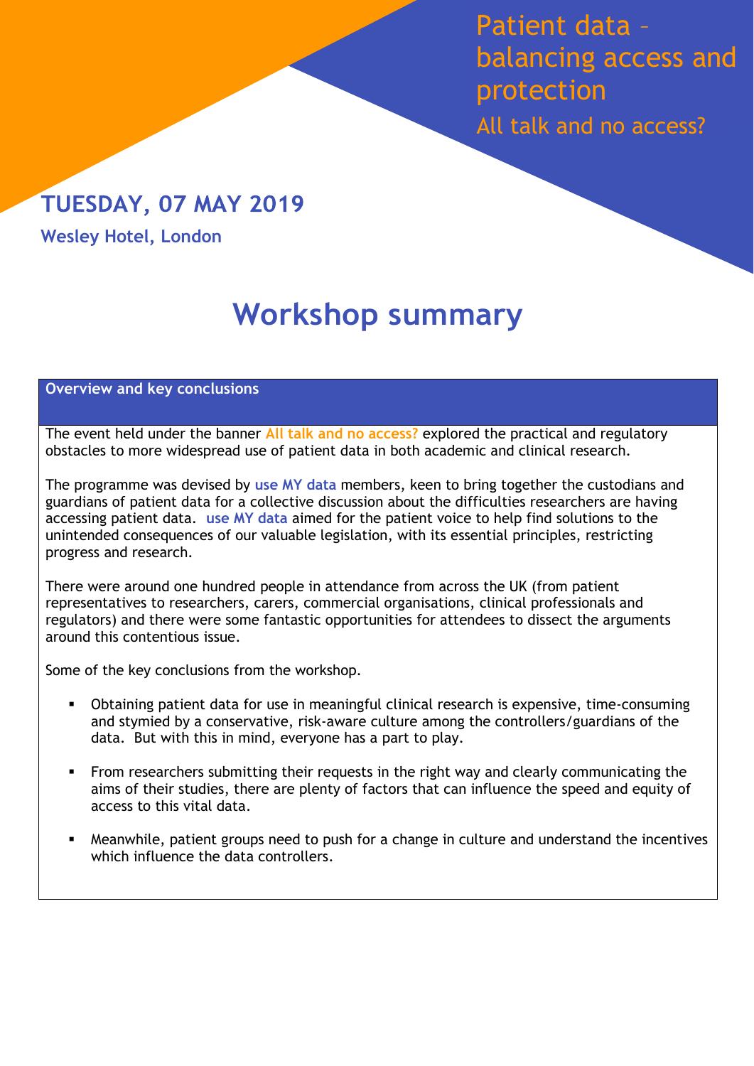# Patient data – balancing access and protection

## All talk and no access?

**TUESDAY, 07 MAY 2019**

**Wesley Hotel, London**

# Workshop summary

### Overview and key conclusions

The event held under the banner **All talk and no access?** explored the practical and regulatory obstacles to more widespread use of patient data in both academic and clinical research.

The programme was devised by **use MY data** members, keen to bring together the custodians and guardians of patient data for a collective discussion about the difficulties researchers are having accessing patient data. **use MY data** aimed for the patient voice to help find solutions to the unintended consequences of our valuable legislation, with its essential principles, restricting progress and research.

There were around one hundred people in attendance from across the UK (from patient representatives to researchers, carers, commercial organisations, clinical professionals and regulators) and there were some fantastic opportunities for attendees to dissect the arguments around this contentious issue.

Some of the key conclusions from the workshop.

- Obtaining patient data for use in meaningful clinical research is expensive, time-consuming and stymied by a conservative, risk-aware culture among the controllers/guardians of the data. But with this in mind, everyone has a part to play.
- From researchers submitting their requests in the right way and clearly communicating the aims of their studies, there are plenty of factors that can influence the speed and equity of access to this vital data.
- Meanwhile, patient groups need to push for a change in culture and understand the incentives which influence the data controllers.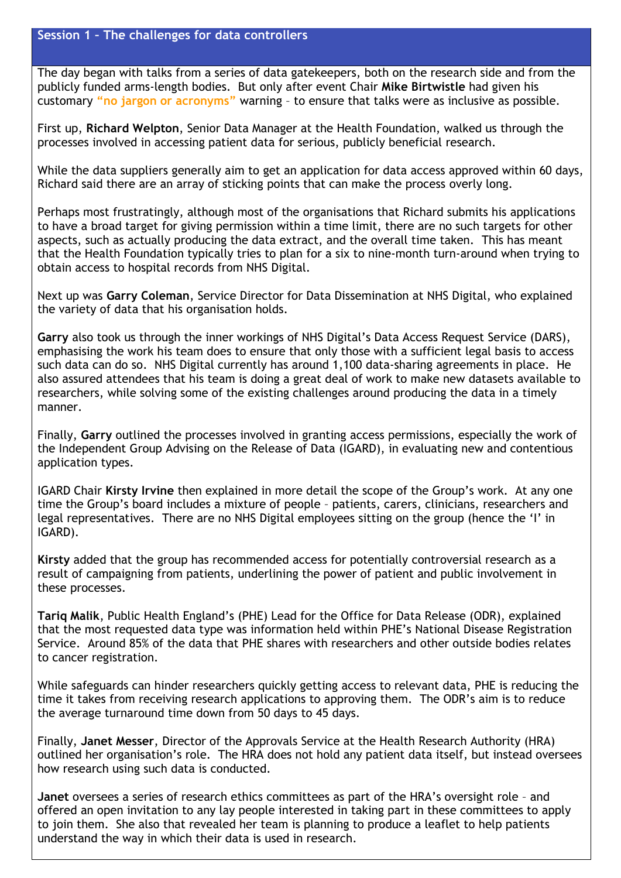## Session 1 – The challenges for data controllers

The day began with talks from a series of data gatekeepers, both on the research side and from the publicly funded arms-length bodies. But only after event Chair **Mike Birtwistle** had given his customary **"no jargon or acronyms"** warning – to ensure that talks were as inclusive as possible.

First up, **Richard Welpton**, Senior Data Manager at the Health Foundation, walked us through the processes involved in accessing patient data for serious, publicly beneficial research.

While the data suppliers generally aim to get an application for data access approved within 60 days, Richard said there are an array of sticking points that can make the process overly long.

Perhaps most frustratingly, although most of the organisations that Richard submits his applications to have a broad target for giving permission within a time limit, there are no such targets for other aspects, such as actually producing the data extract, and the overall time taken. This has meant that the Health Foundation typically tries to plan for a six to nine-month turn-around when trying to obtain access to hospital records from NHS Digital.

Next up was **Garry Coleman**, Service Director for Data Dissemination at NHS Digital, who explained the variety of data that his organisation holds.

**Garry** also took us through the inner workings of NHS Digital's Data Access Request Service (DARS), emphasising the work his team does to ensure that only those with a sufficient legal basis to access such data can do so. NHS Digital currently has around 1,100 data-sharing agreements in place. He also assured attendees that his team is doing a great deal of work to make new datasets available to researchers, while solving some of the existing challenges around producing the data in a timely manner.

Finally, **Garry** outlined the processes involved in granting access permissions, especially the work of the Independent Group Advising on the Release of Data (IGARD), in evaluating new and contentious application types.

IGARD Chair **Kirsty Irvine** then explained in more detail the scope of the Group's work. At any one time the Group's board includes a mixture of people – patients, carers, clinicians, researchers and legal representatives. There are no NHS Digital employees sitting on the group (hence the 'I' in IGARD).

**Kirsty** added that the group has recommended access for potentially controversial research as a result of campaigning from patients, underlining the power of patient and public involvement in these processes.

**Tariq Malik**, Public Health England's (PHE) Lead for the Office for Data Release (ODR), explained that the most requested data type was information held within PHE's National Disease Registration Service. Around 85% of the data that PHE shares with researchers and other outside bodies relates to cancer registration.

While safeguards can hinder researchers quickly getting access to relevant data, PHE is reducing the time it takes from receiving research applications to approving them. The ODR's aim is to reduce the average turnaround time down from 50 days to 45 days.

Finally, **Janet Messer**, Director of the Approvals Service at the Health Research Authority (HRA) outlined her organisation's role. The HRA does not hold any patient data itself, but instead oversees how research using such data is conducted.

**Janet** oversees a series of research ethics committees as part of the HRA's oversight role – and offered an open invitation to any lay people interested in taking part in these committees to apply to join them. She also that revealed her team is planning to produce a leaflet to help patients understand the way in which their data is used in research.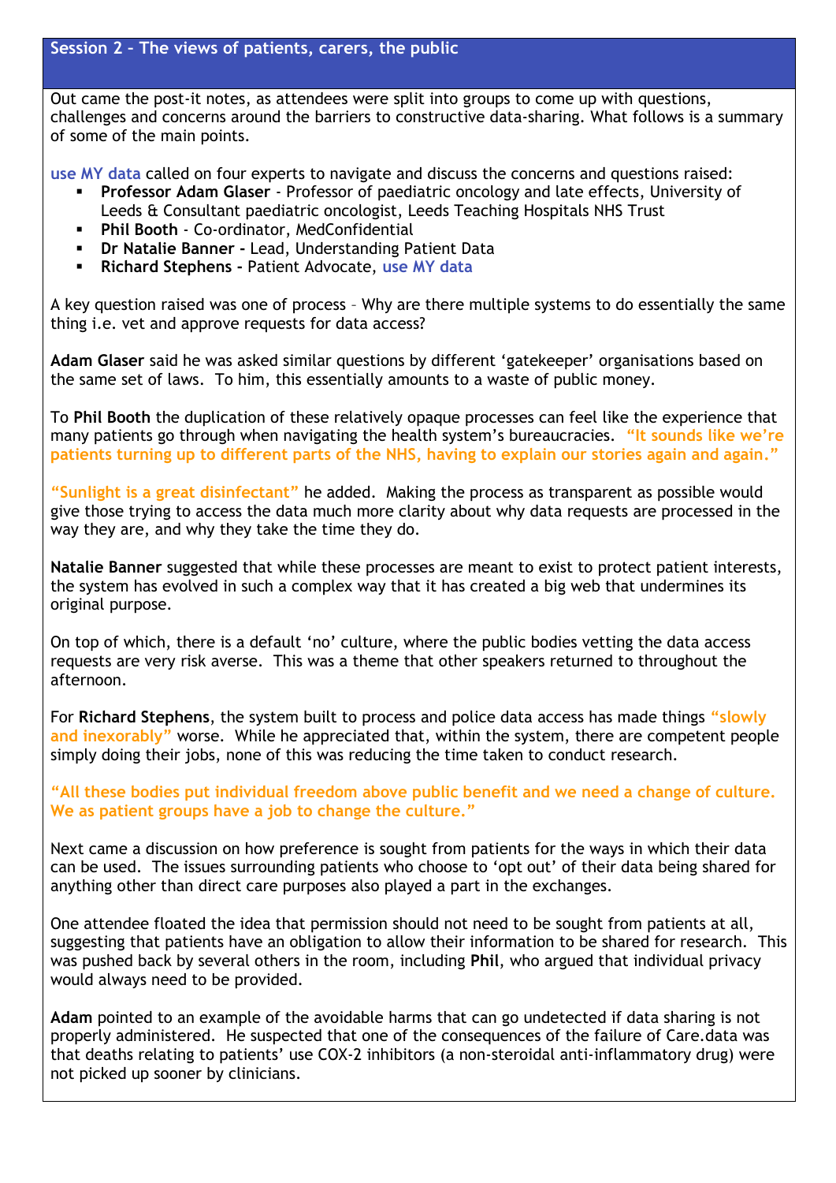## Session 2 – The views of patients, carers, the public

Out came the post-it notes, as attendees were split into groups to come up with questions, challenges and concerns around the barriers to constructive data-sharing. What follows is a summary of some of the main points.

use MY data called on four experts to navigate and discuss the concerns and questions raised:

- **Professor Adam Glaser** - Professor of paediatric oncology and late effects, University of Leeds & Consultant paediatric oncologist, Leeds Teaching Hospitals NHS Trust
- **Phil Booth** - Co-ordinator, MedConfidential
- **Dr Natalie Banner -** Lead, Understanding Patient Data
- **Richard Stephens -** Patient Advocate, use MY data

A key question raised was one of process – Why are there multiple systems to do essentially the same thing i.e. vet and approve requests for data access?

**Adam Glaser** said he was asked similar questions by different 'gatekeeper' organisations based on the same set of laws. To him, this essentially amounts to a waste of public money.

To **Phil Booth** the duplication of these relatively opaque processes can feel like the experience that many patients go through when navigating the health system's bureaucracies. **"It sounds like we're patients turning up to different parts of the NHS, having to explain our stories again and again."**

**"Sunlight is a great disinfectant"** he added. Making the process as transparent as possible would give those trying to access the data much more clarity about why data requests are processed in the way they are, and why they take the time they do.

**Natalie Banner** suggested that while these processes are meant to exist to protect patient interests, the system has evolved in such a complex way that it has created a big web that undermines its original purpose.

On top of which, there is a default 'no' culture, where the public bodies vetting the data access requests are very risk averse. This was a theme that other speakers returned to throughout the afternoon.

For **Richard Stephens**, the system built to process and police data access has made things **"slowly and inexorably"** worse. While he appreciated that, within the system, there are competent people simply doing their jobs, none of this was reducing the time taken to conduct research.

**"All these bodies put individual freedom above public benefit and we need a change of culture. We as patient groups have a job to change the culture."**

Next came a discussion on how preference is sought from patients for the ways in which their data can be used. The issues surrounding patients who choose to 'opt out' of their data being shared for anything other than direct care purposes also played a part in the exchanges.

One attendee floated the idea that permission should not need to be sought from patients at all, suggesting that patients have an obligation to allow their information to be shared for research. This was pushed back by several others in the room, including **Phil**, who argued that individual privacy would always need to be provided.

**Adam** pointed to an example of the avoidable harms that can go undetected if data sharing is not properly administered. He suspected that one of the consequences of the failure of Care.data was that deaths relating to patients' use COX-2 inhibitors (a non-steroidal anti-inflammatory drug) were not picked up sooner by clinicians.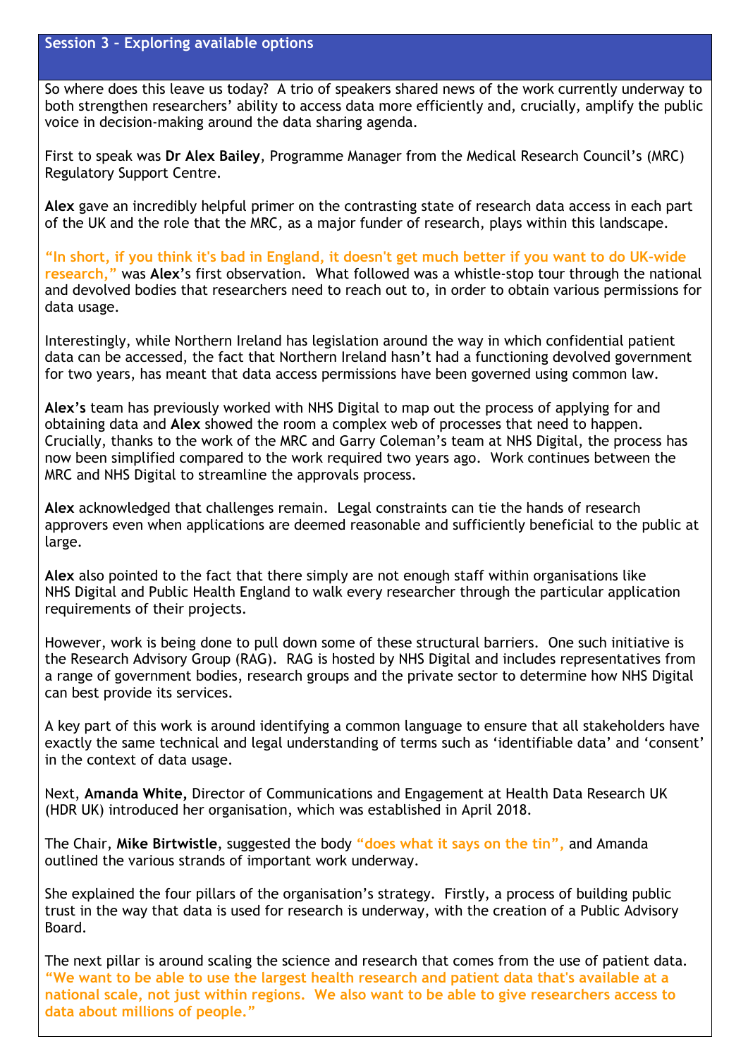## Session 3 – Exploring available options

So where does this leave us today? A trio of speakers shared news of the work currently underway to both strengthen researchers' ability to access data more efficiently and, crucially, amplify the public voice in decision-making around the data sharing agenda.

First to speak was **Dr Alex Bailey**, Programme Manager from the Medical Research Council's (MRC) Regulatory Support Centre.

**Alex** gave an incredibly helpful primer on the contrasting state of research data access in each part of the UK and the role that the MRC, as a major funder of research, plays within this landscape.

**"In short, if you think it's bad in England, it doesn't get much better if you want to do UK-wide research,"** was **Alex**'s first observation. What followed was a whistle-stop tour through the national and devolved bodies that researchers need to reach out to, in order to obtain various permissions for data usage.

Interestingly, while Northern Ireland has legislation around the way in which confidential patient data can be accessed, the fact that Northern Ireland hasn't had a functioning devolved government for two years, has meant that data access permissions have been governed using common law.

**Alex's** team has previously worked with NHS Digital to map out the process of applying for and obtaining data and **Alex** showed the room a complex web of processes that need to happen. Crucially, thanks to the work of the MRC and Garry Coleman's team at NHS Digital, the process has now been simplified compared to the work required two years ago. Work continues between the MRC and NHS Digital to streamline the approvals process.

**Alex** acknowledged that challenges remain. Legal constraints can tie the hands of research approvers even when applications are deemed reasonable and sufficiently beneficial to the public at large.

**Alex** also pointed to the fact that there simply are not enough staff within organisations like NHS Digital and Public Health England to walk every researcher through the particular application requirements of their projects.

However, work is being done to pull down some of these structural barriers. One such initiative is the Research Advisory Group (RAG). RAG is hosted by NHS Digital and includes representatives from a range of government bodies, research groups and the private sector to determine how NHS Digital can best provide its services.

A key part of this work is around identifying a common language to ensure that all stakeholders have exactly the same technical and legal understanding of terms such as 'identifiable data' and 'consent' in the context of data usage.

Next, **Amanda White,** Director of Communications and Engagement at Health Data Research UK (HDR UK) introduced her organisation, which was established in April 2018.

The Chair, **Mike Birtwistle**, suggested the body **"does what it says on the tin",** and Amanda outlined the various strands of important work underway.

She explained the four pillars of the organisation's strategy. Firstly, a process of building public trust in the way that data is used for research is underway, with the creation of a Public Advisory Board.

The next pillar is around scaling the science and research that comes from the use of patient data. **"We want to be able to use the largest health research and patient data that's available at a national scale, not just within regions. We also want to be able to give researchers access to data about millions of people."**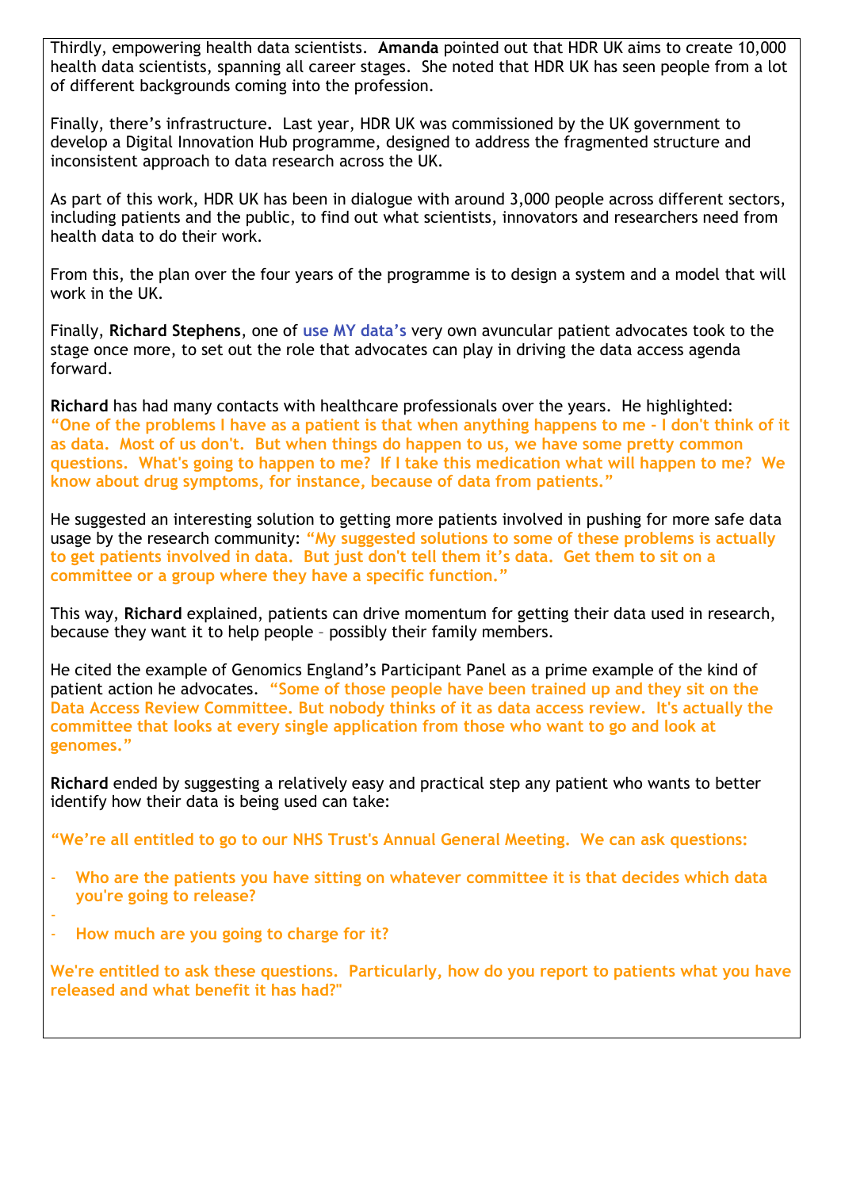Thirdly, empowering health data scientists. **Amanda** pointed out that HDR UK aims to create 10,000 health data scientists, spanning all career stages. She noted that HDR UK has seen people from a lot of different backgrounds coming into the profession.

Finally, there's infrastructure**.** Last year, HDR UK was commissioned by the UK government to develop a Digital Innovation Hub programme, designed to address the fragmented structure and inconsistent approach to data research across the UK.

As part of this work, HDR UK has been in dialogue with around 3,000 people across different sectors, including patients and the public, to find out what scientists, innovators and researchers need from health data to do their work.

From this, the plan over the four years of the programme is to design a system and a model that will work in the UK.

Finally, **Richard Stephens**, one of **use MY data's** very own avuncular patient advocates took to the stage once more, to set out the role that advocates can play in driving the data access agenda forward.

**Richard** has had many contacts with healthcare professionals over the years. He highlighted: **"One of the problems I have as a patient is that when anything happens to me - I don't think of it as data. Most of us don't. But when things do happen to us, we have some pretty common questions. What's going to happen to me? If I take this medication what will happen to me? We know about drug symptoms, for instance, because of data from patients."**

He suggested an interesting solution to getting more patients involved in pushing for more safe data usage by the research community: **"My suggested solutions to some of these problems is actually to get patients involved in data. But just don't tell them it's data. Get them to sit on a committee or a group where they have a specific function."**

This way, **Richard** explained, patients can drive momentum for getting their data used in research, because they want it to help people – possibly their family members.

He cited the example of Genomics England's Participant Panel as a prime example of the kind of patient action he advocates. **"Some of those people have been trained up and they sit on the Data Access Review Committee. But nobody thinks of it as data access review. It's actually the committee that looks at every single application from those who want to go and look at genomes."**

**Richard** ended by suggesting a relatively easy and practical step any patient who wants to better identify how their data is being used can take:

**"We're all entitled to go to our NHS Trust's Annual General Meeting. We can ask questions:**

- **Who are the patients you have sitting on whatever committee it is that decides which data you're going to release?**
- **How much are you going to charge for it?**

**We're entitled to ask these questions. Particularly, how do you report to patients what you have released and what benefit it has had?"**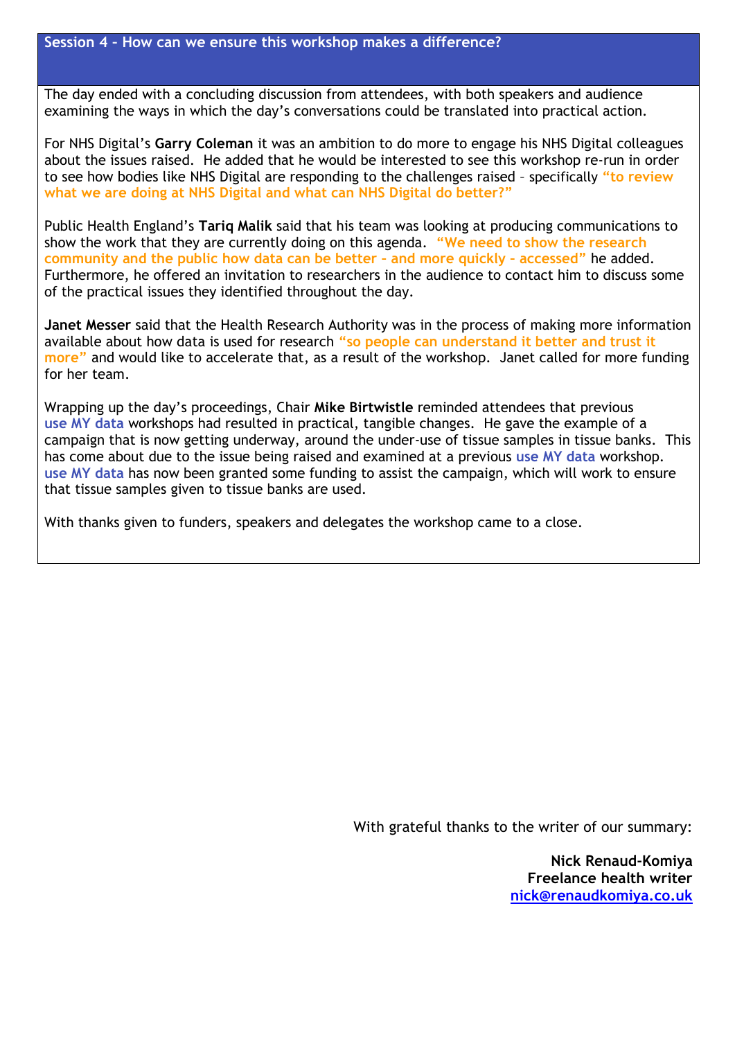## Session 4 – How can we ensure this workshop makes a difference?

The day ended with a concluding discussion from attendees, with both speakers and audience examining the ways in which the day's conversations could be translated into practical action.

For NHS Digital's **Garry Coleman** it was an ambition to do more to engage his NHS Digital colleagues about the issues raised. He added that he would be interested to see this workshop re-run in order to see how bodies like NHS Digital are responding to the challenges raised – specifically **"to review what we are doing at NHS Digital and what can NHS Digital do better?"**

Public Health England's **Tariq Malik** said that his team was looking at producing communications to show the work that they are currently doing on this agenda. **"We need to show the research community and the public how data can be better – and more quickly – accessed"** he added. Furthermore, he offered an invitation to researchers in the audience to contact him to discuss some of the practical issues they identified throughout the day.

**Janet Messer** said that the Health Research Authority was in the process of making more information available about how data is used for research **"so people can understand it better and trust it more"** and would like to accelerate that, as a result of the workshop. Janet called for more funding for her team.

Wrapping up the day's proceedings, Chair **Mike Birtwistle** reminded attendees that previous **use MY data** workshops had resulted in practical, tangible changes. He gave the example of a campaign that is now getting underway, around the under-use of tissue samples in tissue banks. This has come about due to the issue being raised and examined at a previous **use MY data** workshop. **use MY data** has now been granted some funding to assist the campaign, which will work to ensure that tissue samples given to tissue banks are used.

With thanks given to funders, speakers and delegates the workshop came to a close.

With grateful thanks to the writer of our summary:

**Nick Renaud-Komiya**
**Freelance health writer**
**nick@renaudkomiya.co.uk**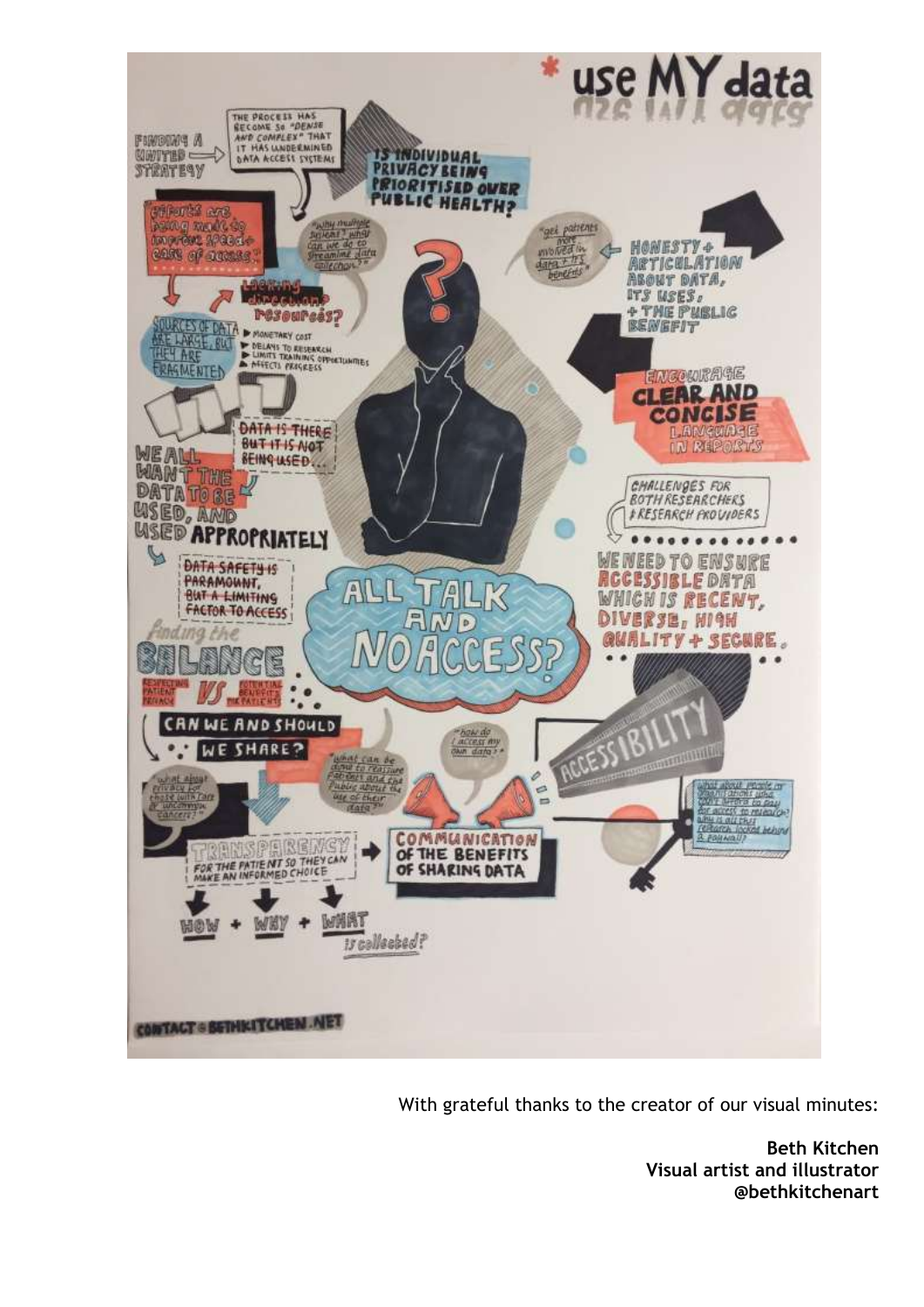With grateful thanks to the creator of our visual minutes:

**Beth Kitchen**
**Visual artist and illustrator**
**@bethkitchenart**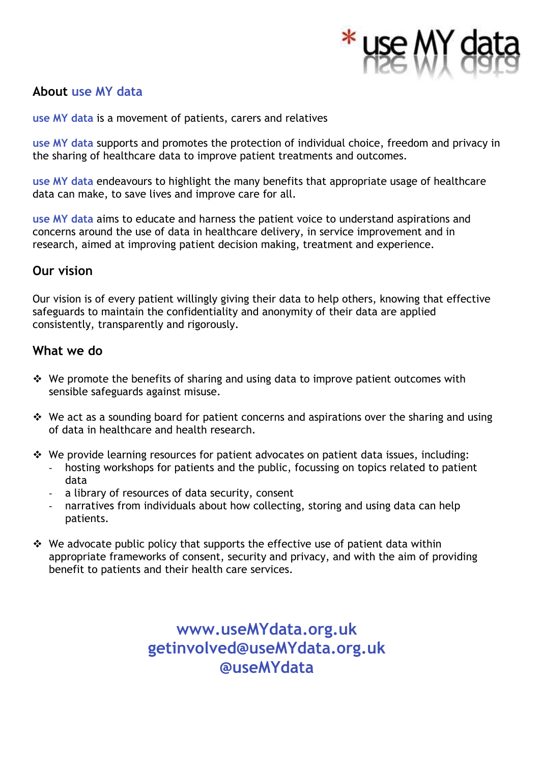\* use MY data

## About use MY data

use MY data is a movement of patients, carers and relatives

use MY data supports and promotes the protection of individual choice, freedom and privacy in the sharing of healthcare data to improve patient treatments and outcomes.

use MY data endeavours to highlight the many benefits that appropriate usage of healthcare data can make, to save lives and improve care for all.

use MY data aims to educate and harness the patient voice to understand aspirations and concerns around the use of data in healthcare delivery, in service improvement and in research, aimed at improving patient decision making, treatment and experience.

## Our vision

Our vision is of every patient willingly giving their data to help others, knowing that effective safeguards to maintain the confidentiality and anonymity of their data are applied consistently, transparently and rigorously.

## What we do

- We promote the benefits of sharing and using data to improve patient outcomes with sensible safeguards against misuse.

- We act as a sounding board for patient concerns and aspirations over the sharing and using of data in healthcare and health research.

- We provide learning resources for patient advocates on patient data issues, including:
  - hosting workshops for patients and the public, focussing on topics related to patient data
  - a library of resources of data security, consent
  - narratives from individuals about how collecting, storing and using data can help patients.

- We advocate public policy that supports the effective use of patient data within appropriate frameworks of consent, security and privacy, and with the aim of providing benefit to patients and their health care services.

**www.useMYdata.org.uk**
**getinvolved@useMYdata.org.uk**
**@useMYdata**